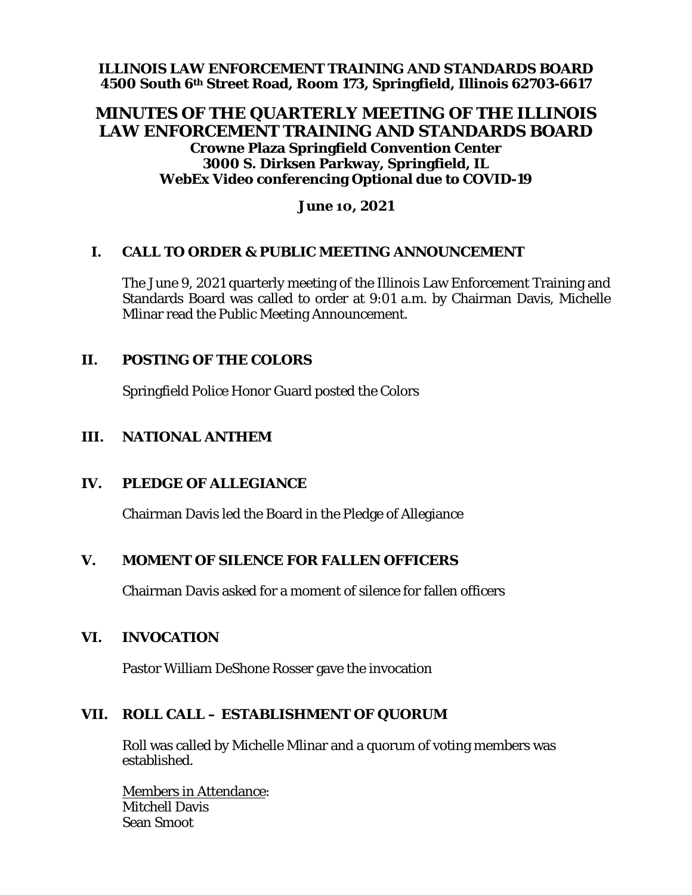**ILLINOIS LAW ENFORCEMENT TRAINING AND STANDARDS BOARD**
**4500 South 6th Street Road, Room 173, Springfield, Illinois 62703-6617**

# MINUTES OF THE QUARTERLY MEETING OF THE ILLINOIS LAW ENFORCEMENT TRAINING AND STANDARDS BOARD

**Crowne Plaza Springfield Convention Center**
**3000 S. Dirksen Parkway, Springfield, IL**
**WebEx Video conferencing Optional due to COVID-19**

**June 10, 2021**

## I. CALL TO ORDER & PUBLIC MEETING ANNOUNCEMENT

The June 9, 2021 quarterly meeting of the Illinois Law Enforcement Training and Standards Board was called to order at 9:01 a.m. by Chairman Davis, Michelle Mlinar read the Public Meeting Announcement.

## II. POSTING OF THE COLORS

Springfield Police Honor Guard posted the Colors

## III. NATIONAL ANTHEM

## IV. PLEDGE OF ALLEGIANCE

Chairman Davis led the Board in the Pledge of Allegiance

## V. MOMENT OF SILENCE FOR FALLEN OFFICERS

Chairman Davis asked for a moment of silence for fallen officers

## VI. INVOCATION

Pastor William DeShone Rosser gave the invocation

## VII. ROLL CALL – ESTABLISHMENT OF QUORUM

Roll was called by Michelle Mlinar and a quorum of voting members was established.

Members in Attendance:
Mitchell Davis
Sean Smoot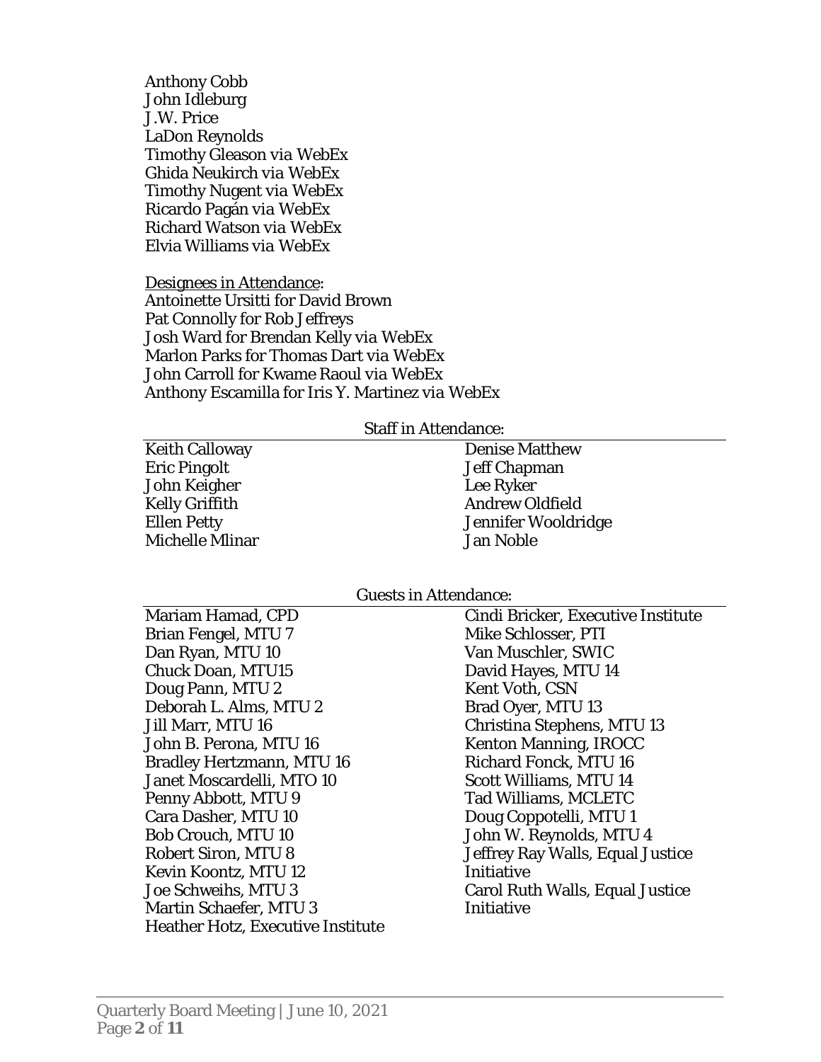Anthony Cobb
John Idleburg
J.W. Price
LaDon Reynolds
Timothy Gleason via WebEx
Ghida Neukirch via WebEx
Timothy Nugent via WebEx
Ricardo Pagán via WebEx
Richard Watson via WebEx
Elvia Williams via WebEx

Designees in Attendance:
Antoinette Ursitti for David Brown
Pat Connolly for Rob Jeffreys
Josh Ward for Brendan Kelly via WebEx
Marlon Parks for Thomas Dart via WebEx
John Carroll for Kwame Raoul via WebEx
Anthony Escamilla for Iris Y. Martinez via WebEx

Staff in Attendance:

Keith Calloway
Eric Pingolt
John Keigher
Kelly Griffith
Ellen Petty
Michelle Mlinar
Denise Matthew
Jeff Chapman
Lee Ryker
Andrew Oldfield
Jennifer Wooldridge
Jan Noble

Guests in Attendance:

Mariam Hamad, CPD
Brian Fengel, MTU 7
Dan Ryan, MTU 10
Chuck Doan, MTU15
Doug Pann, MTU 2
Deborah L. Alms, MTU 2
Jill Marr, MTU 16
John B. Perona, MTU 16
Bradley Hertzmann, MTU 16
Janet Moscardelli, MTO 10
Penny Abbott, MTU 9
Cara Dasher, MTU 10
Bob Crouch, MTU 10
Robert Siron, MTU 8
Kevin Koontz, MTU 12
Joe Schweihs, MTU 3
Martin Schaefer, MTU 3
Heather Hotz, Executive Institute
Cindi Bricker, Executive Institute
Mike Schlosser, PTI
Van Muschler, SWIC
David Hayes, MTU 14
Kent Voth, CSN
Brad Oyer, MTU 13
Christina Stephens, MTU 13
Kenton Manning, IROCC
Richard Fonck, MTU 16
Scott Williams, MTU 14
Tad Williams, MCLETC
Doug Coppotelli, MTU 1
John W. Reynolds, MTU 4
Jeffrey Ray Walls, Equal Justice Initiative
Carol Ruth Walls, Equal Justice Initiative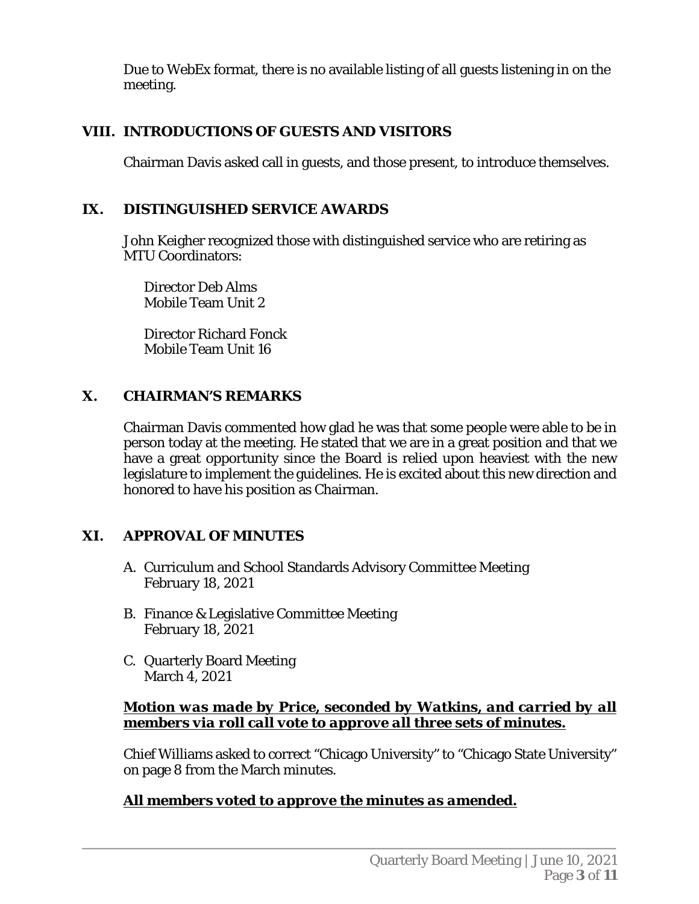Due to WebEx format, there is no available listing of all guests listening in on the meeting.

## VIII. INTRODUCTIONS OF GUESTS AND VISITORS

Chairman Davis asked call in guests, and those present, to introduce themselves.

## IX. DISTINGUISHED SERVICE AWARDS

John Keigher recognized those with distinguished service who are retiring as MTU Coordinators:

Director Deb Alms
Mobile Team Unit 2

Director Richard Fonck
Mobile Team Unit 16

## X. CHAIRMAN'S REMARKS

Chairman Davis commented how glad he was that some people were able to be in person today at the meeting. He stated that we are in a great position and that we have a great opportunity since the Board is relied upon heaviest with the new legislature to implement the guidelines. He is excited about this new direction and honored to have his position as Chairman.

## XI. APPROVAL OF MINUTES

A. Curriculum and School Standards Advisory Committee Meeting
   February 18, 2021

B. Finance & Legislative Committee Meeting
   February 18, 2021

C. Quarterly Board Meeting
   March 4, 2021

***Motion was made by Price, seconded by Watkins, and carried by all members via roll call vote to approve all three sets of minutes.***

Chief Williams asked to correct "Chicago University" to "Chicago State University" on page 8 from the March minutes.

***All members voted to approve the minutes as amended.***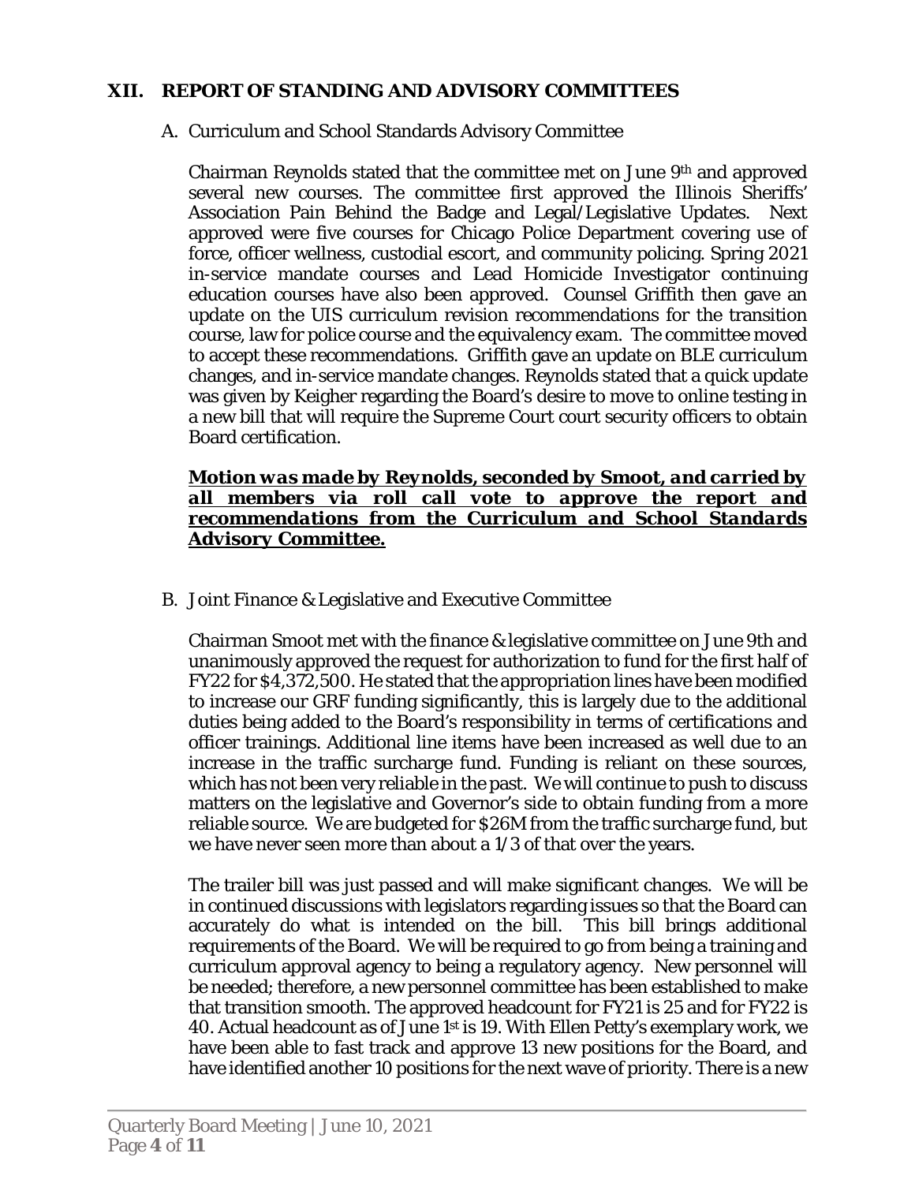## XII. REPORT OF STANDING AND ADVISORY COMMITTEES

A. Curriculum and School Standards Advisory Committee

Chairman Reynolds stated that the committee met on June 9th and approved several new courses. The committee first approved the Illinois Sheriffs' Association Pain Behind the Badge and Legal/Legislative Updates. Next approved were five courses for Chicago Police Department covering use of force, officer wellness, custodial escort, and community policing. Spring 2021 in-service mandate courses and Lead Homicide Investigator continuing education courses have also been approved. Counsel Griffith then gave an update on the UIS curriculum revision recommendations for the transition course, law for police course and the equivalency exam. The committee moved to accept these recommendations. Griffith gave an update on BLE curriculum changes, and in-service mandate changes. Reynolds stated that a quick update was given by Keigher regarding the Board's desire to move to online testing in a new bill that will require the Supreme Court court security officers to obtain Board certification.

***<u>Motion was made by Reynolds, seconded by Smoot, and carried by all members via roll call vote to approve the report and recommendations from the Curriculum and School Standards Advisory Committee.</u>***

B. Joint Finance & Legislative and Executive Committee

Chairman Smoot met with the finance & legislative committee on June 9th and unanimously approved the request for authorization to fund for the first half of FY22 for $4,372,500. He stated that the appropriation lines have been modified to increase our GRF funding significantly, this is largely due to the additional duties being added to the Board's responsibility in terms of certifications and officer trainings. Additional line items have been increased as well due to an increase in the traffic surcharge fund. Funding is reliant on these sources, which has not been very reliable in the past. We will continue to push to discuss matters on the legislative and Governor's side to obtain funding from a more reliable source. We are budgeted for $26M from the traffic surcharge fund, but we have never seen more than about a 1/3 of that over the years.

The trailer bill was just passed and will make significant changes. We will be in continued discussions with legislators regarding issues so that the Board can accurately do what is intended on the bill. This bill brings additional requirements of the Board. We will be required to go from being a training and curriculum approval agency to being a regulatory agency. New personnel will be needed; therefore, a new personnel committee has been established to make that transition smooth. The approved headcount for FY21 is 25 and for FY22 is 40. Actual headcount as of June 1st is 19. With Ellen Petty's exemplary work, we have been able to fast track and approve 13 new positions for the Board, and have identified another 10 positions for the next wave of priority. There is a new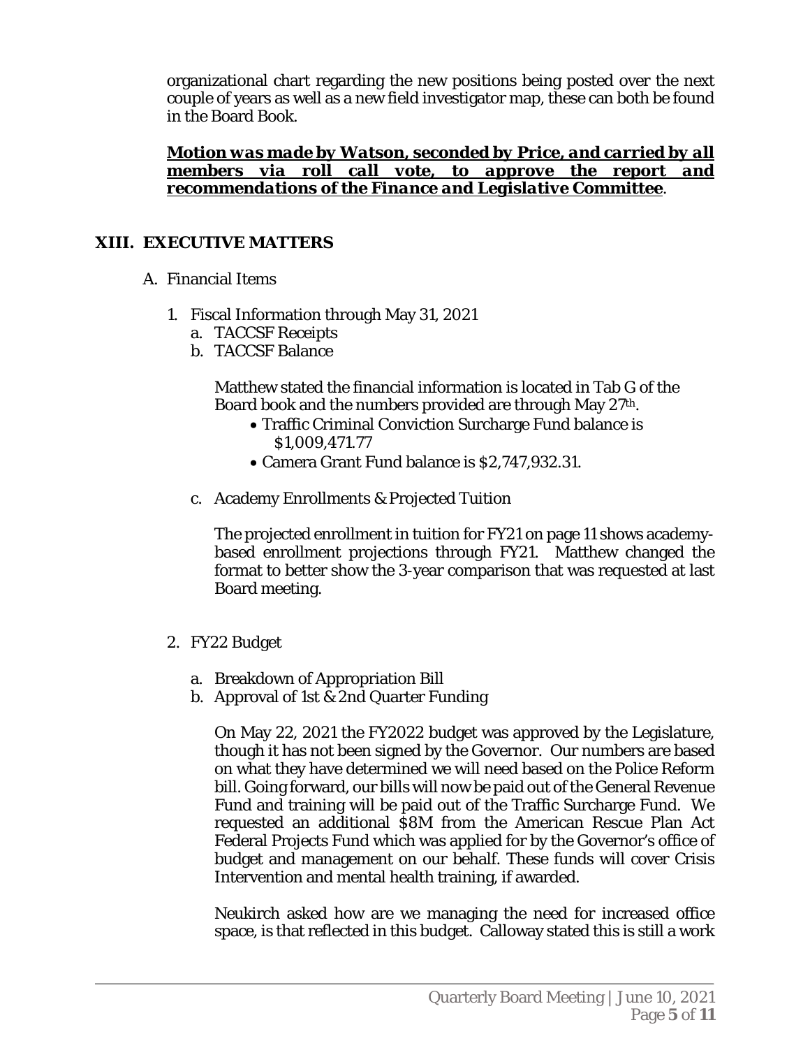organizational chart regarding the new positions being posted over the next couple of years as well as a new field investigator map, these can both be found in the Board Book.

***<u>Motion was made by Watson, seconded by Price, and carried by all members via roll call vote, to approve the report and recommendations of the Finance and Legislative Committee</u>***.

## XIII. EXECUTIVE MATTERS

A. Financial Items

1. Fiscal Information through May 31, 2021
   a. TACCSF Receipts
   b. TACCSF Balance

   Matthew stated the financial information is located in Tab G of the Board book and the numbers provided are through May 27th.
   - Traffic Criminal Conviction Surcharge Fund balance is $1,009,471.77
   - Camera Grant Fund balance is $2,747,932.31.

   c. Academy Enrollments & Projected Tuition

   The projected enrollment in tuition for FY21 on page 11 shows academy-based enrollment projections through FY21. Matthew changed the format to better show the 3-year comparison that was requested at last Board meeting.

2. FY22 Budget

   a. Breakdown of Appropriation Bill
   b. Approval of 1st & 2nd Quarter Funding

   On May 22, 2021 the FY2022 budget was approved by the Legislature, though it has not been signed by the Governor. Our numbers are based on what they have determined we will need based on the Police Reform bill. Going forward, our bills will now be paid out of the General Revenue Fund and training will be paid out of the Traffic Surcharge Fund. We requested an additional $8M from the American Rescue Plan Act Federal Projects Fund which was applied for by the Governor's office of budget and management on our behalf. These funds will cover Crisis Intervention and mental health training, if awarded.

   Neukirch asked how are we managing the need for increased office space, is that reflected in this budget. Calloway stated this is still a work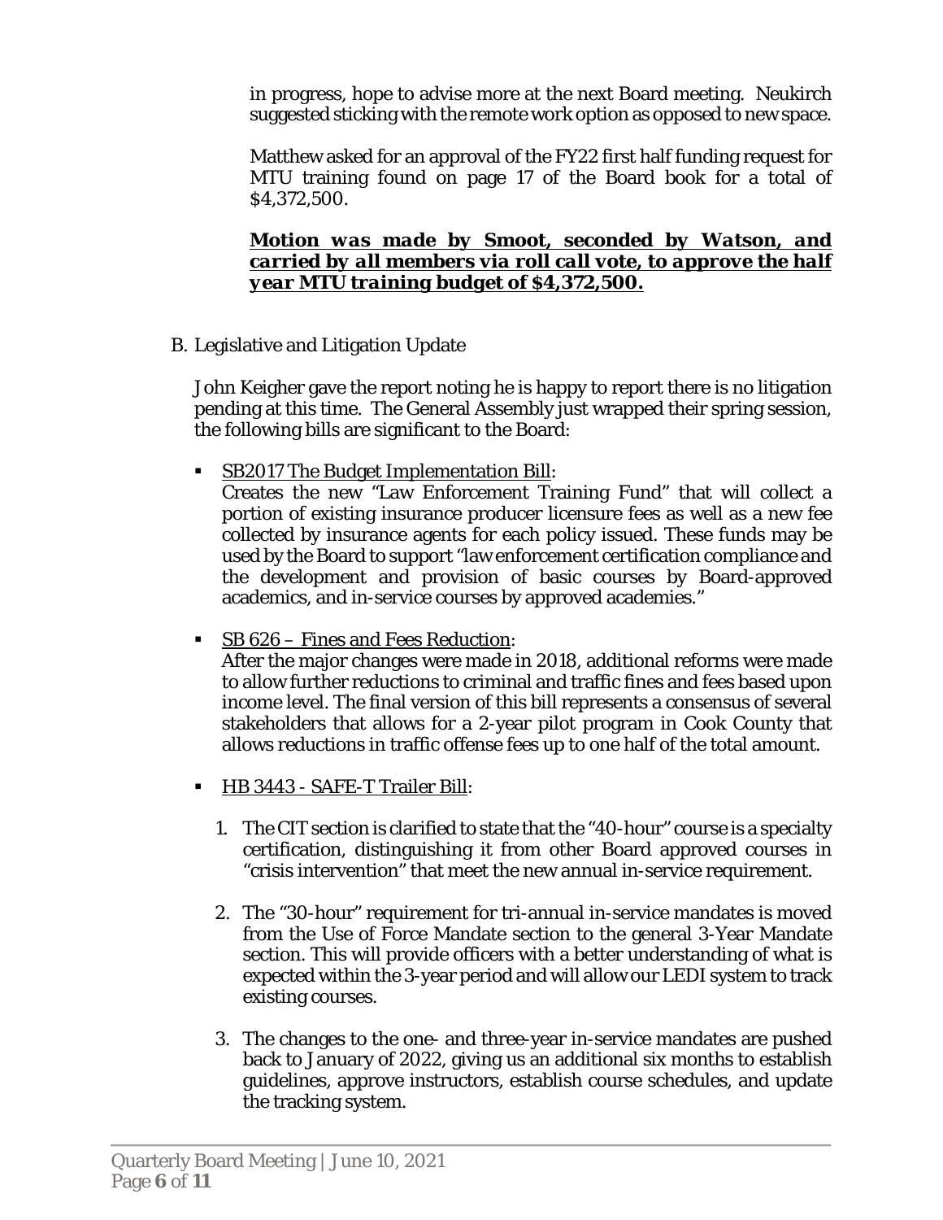in progress, hope to advise more at the next Board meeting. Neukirch suggested sticking with the remote work option as opposed to new space.

Matthew asked for an approval of the FY22 first half funding request for MTU training found on page 17 of the Board book for a total of $4,372,500.

***Motion was made by Smoot, seconded by Watson, and carried by all members via roll call vote, to approve the half year MTU training budget of $4,372,500.***

B. Legislative and Litigation Update

John Keigher gave the report noting he is happy to report there is no litigation pending at this time. The General Assembly just wrapped their spring session, the following bills are significant to the Board:

- SB2017 The Budget Implementation Bill:
  Creates the new "Law Enforcement Training Fund" that will collect a portion of existing insurance producer licensure fees as well as a new fee collected by insurance agents for each policy issued. These funds may be used by the Board to support "law enforcement certification compliance and the development and provision of basic courses by Board-approved academics, and in-service courses by approved academies."

- SB 626 – Fines and Fees Reduction:
  After the major changes were made in 2018, additional reforms were made to allow further reductions to criminal and traffic fines and fees based upon income level. The final version of this bill represents a consensus of several stakeholders that allows for a 2-year pilot program in Cook County that allows reductions in traffic offense fees up to one half of the total amount.

- HB 3443 - SAFE-T Trailer Bill:

  1. The CIT section is clarified to state that the "40-hour" course is a specialty certification, distinguishing it from other Board approved courses in "crisis intervention" that meet the new annual in-service requirement.

  2. The "30-hour" requirement for tri-annual in-service mandates is moved from the Use of Force Mandate section to the general 3-Year Mandate section. This will provide officers with a better understanding of what is expected within the 3-year period and will allow our LEDI system to track existing courses.

  3. The changes to the one- and three-year in-service mandates are pushed back to January of 2022, giving us an additional six months to establish guidelines, approve instructors, establish course schedules, and update the tracking system.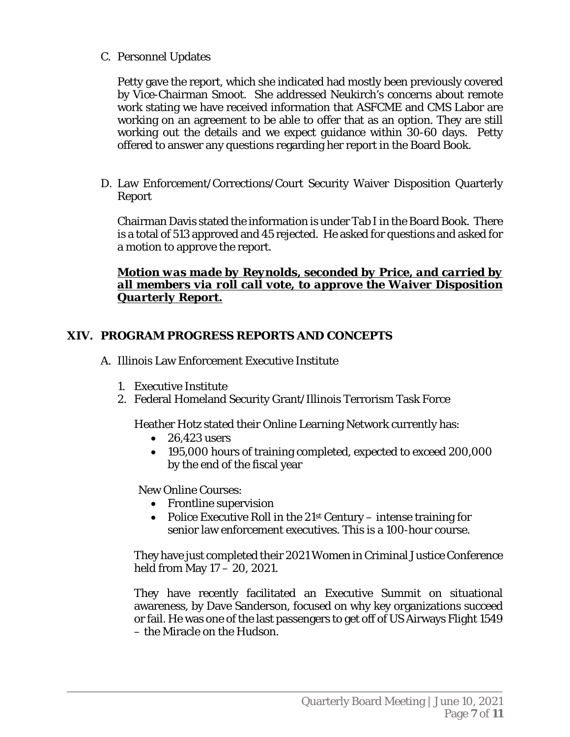C. Personnel Updates

Petty gave the report, which she indicated had mostly been previously covered by Vice-Chairman Smoot. She addressed Neukirch's concerns about remote work stating we have received information that ASFCME and CMS Labor are working on an agreement to be able to offer that as an option. They are still working out the details and we expect guidance within 30-60 days. Petty offered to answer any questions regarding her report in the Board Book.

D. Law Enforcement/Corrections/Court Security Waiver Disposition Quarterly Report

Chairman Davis stated the information is under Tab I in the Board Book. There is a total of 513 approved and 45 rejected. He asked for questions and asked for a motion to approve the report.

***Motion was made by Reynolds, seconded by Price, and carried by all members via roll call vote, to approve the Waiver Disposition Quarterly Report.***

## XIV. PROGRAM PROGRESS REPORTS AND CONCEPTS

A. Illinois Law Enforcement Executive Institute

1. Executive Institute
2. Federal Homeland Security Grant/Illinois Terrorism Task Force

Heather Hotz stated their Online Learning Network currently has:

- 26,423 users
- 195,000 hours of training completed, expected to exceed 200,000 by the end of the fiscal year

New Online Courses:

- Frontline supervision
- Police Executive Roll in the 21st Century – intense training for senior law enforcement executives. This is a 100-hour course.

They have just completed their 2021 Women in Criminal Justice Conference held from May 17 – 20, 2021.

They have recently facilitated an Executive Summit on situational awareness, by Dave Sanderson, focused on why key organizations succeed or fail. He was one of the last passengers to get off of US Airways Flight 1549 – the Miracle on the Hudson.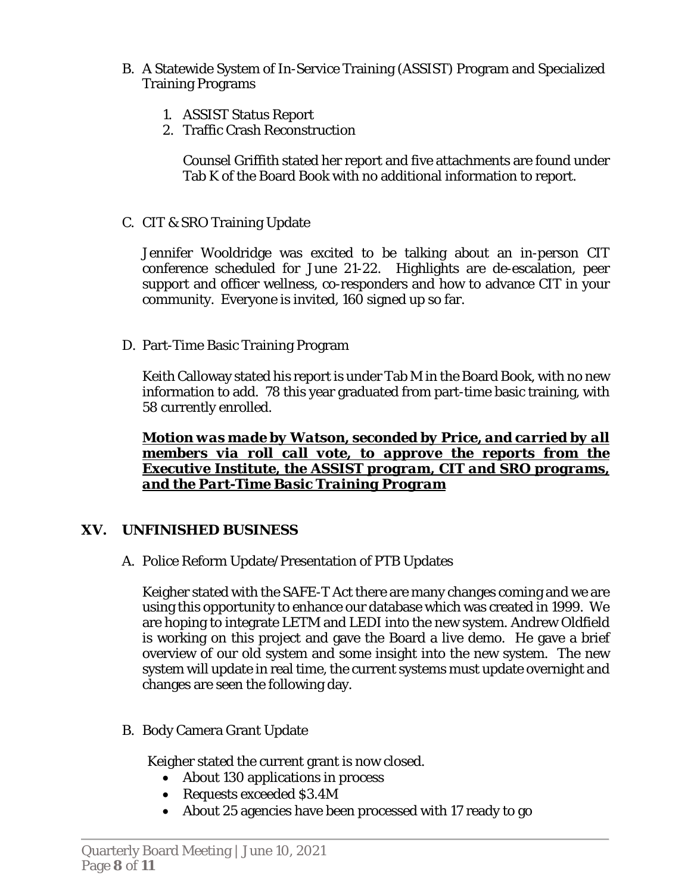B. A Statewide System of In-Service Training (ASSIST) Program and Specialized Training Programs

   1. ASSIST Status Report
   2. Traffic Crash Reconstruction

   Counsel Griffith stated her report and five attachments are found under Tab K of the Board Book with no additional information to report.

C. CIT & SRO Training Update

   Jennifer Wooldridge was excited to be talking about an in-person CIT conference scheduled for June 21-22. Highlights are de-escalation, peer support and officer wellness, co-responders and how to advance CIT in your community. Everyone is invited, 160 signed up so far.

D. Part-Time Basic Training Program

   Keith Calloway stated his report is under Tab M in the Board Book, with no new information to add. 78 this year graduated from part-time basic training, with 58 currently enrolled.

   ***Motion was made by Watson, seconded by Price, and carried by all members via roll call vote, to approve the reports from the Executive Institute, the ASSIST program, CIT and SRO programs, and the Part-Time Basic Training Program***

## XV. UNFINISHED BUSINESS

A. Police Reform Update/Presentation of PTB Updates

   Keigher stated with the SAFE-T Act there are many changes coming and we are using this opportunity to enhance our database which was created in 1999. We are hoping to integrate LETM and LEDI into the new system. Andrew Oldfield is working on this project and gave the Board a live demo. He gave a brief overview of our old system and some insight into the new system. The new system will update in real time, the current systems must update overnight and changes are seen the following day.

B. Body Camera Grant Update

   Keigher stated the current grant is now closed.

   - About 130 applications in process
   - Requests exceeded $3.4M
   - About 25 agencies have been processed with 17 ready to go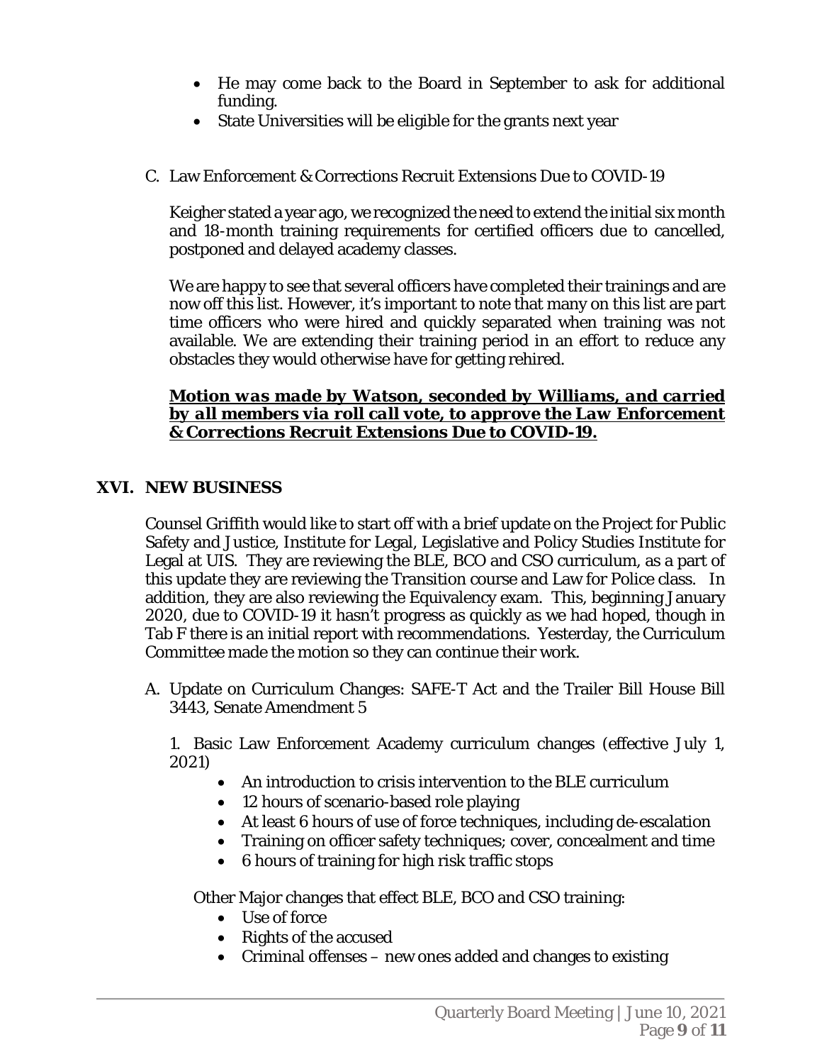- He may come back to the Board in September to ask for additional funding.
- State Universities will be eligible for the grants next year

C. Law Enforcement & Corrections Recruit Extensions Due to COVID-19

Keigher stated a year ago, we recognized the need to extend the initial six month and 18-month training requirements for certified officers due to cancelled, postponed and delayed academy classes.

We are happy to see that several officers have completed their trainings and are now off this list. However, it's important to note that many on this list are part time officers who were hired and quickly separated when training was not available. We are extending their training period in an effort to reduce any obstacles they would otherwise have for getting rehired.

***Motion was made by Watson, seconded by Williams, and carried by all members via roll call vote, to approve the Law Enforcement & Corrections Recruit Extensions Due to COVID-19.***

## XVI. NEW BUSINESS

Counsel Griffith would like to start off with a brief update on the Project for Public Safety and Justice, Institute for Legal, Legislative and Policy Studies Institute for Legal at UIS. They are reviewing the BLE, BCO and CSO curriculum, as a part of this update they are reviewing the Transition course and Law for Police class. In addition, they are also reviewing the Equivalency exam. This, beginning January 2020, due to COVID-19 it hasn't progress as quickly as we had hoped, though in Tab F there is an initial report with recommendations. Yesterday, the Curriculum Committee made the motion so they can continue their work.

A. Update on Curriculum Changes: SAFE-T Act and the Trailer Bill House Bill 3443, Senate Amendment 5

1. Basic Law Enforcement Academy curriculum changes (effective July 1, 2021)
   - An introduction to crisis intervention to the BLE curriculum
   - 12 hours of scenario-based role playing
   - At least 6 hours of use of force techniques, including de-escalation
   - Training on officer safety techniques; cover, concealment and time
   - 6 hours of training for high risk traffic stops

Other Major changes that effect BLE, BCO and CSO training:
   - Use of force
   - Rights of the accused
   - Criminal offenses – new ones added and changes to existing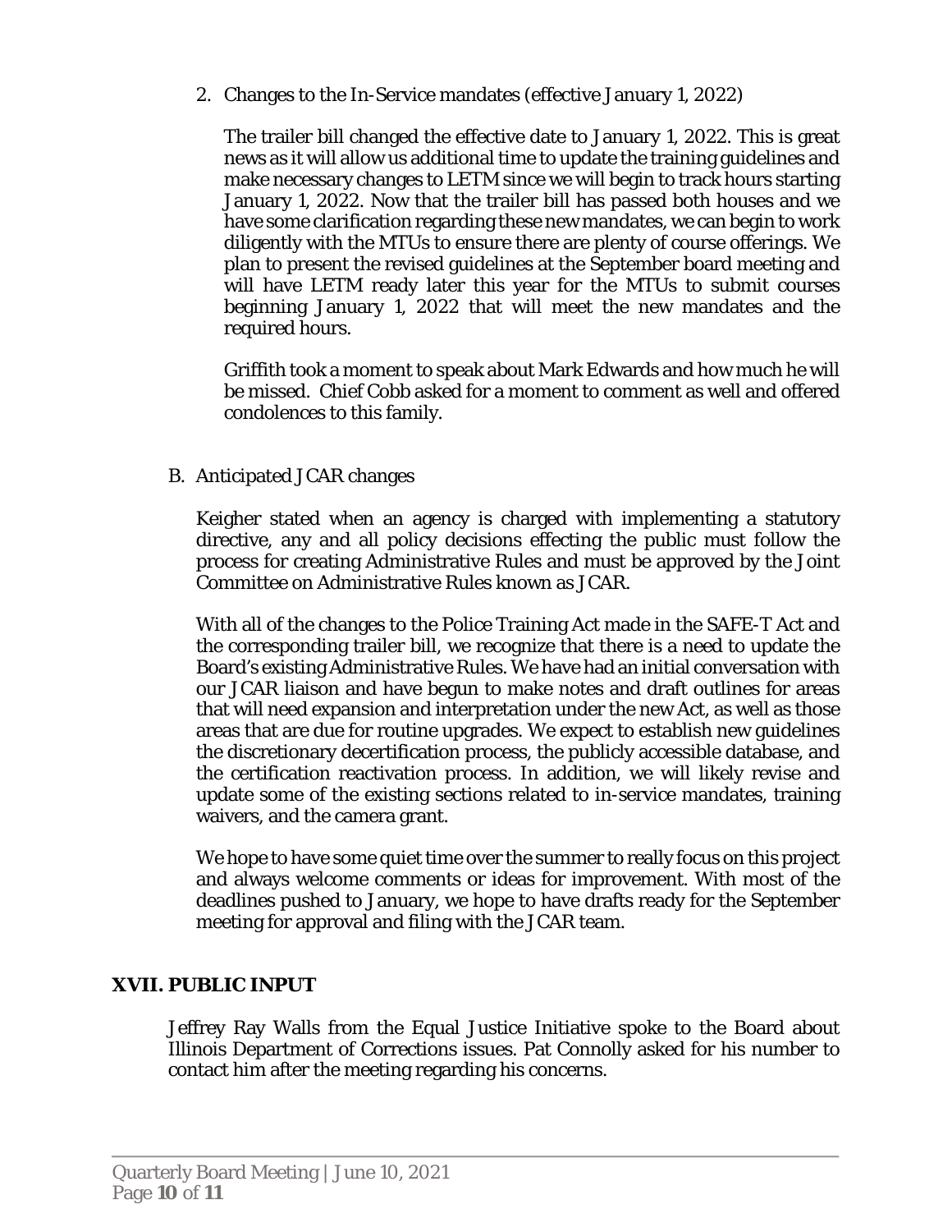2. Changes to the In-Service mandates (effective January 1, 2022)

   The trailer bill changed the effective date to January 1, 2022. This is great news as it will allow us additional time to update the training guidelines and make necessary changes to LETM since we will begin to track hours starting January 1, 2022. Now that the trailer bill has passed both houses and we have some clarification regarding these new mandates, we can begin to work diligently with the MTUs to ensure there are plenty of course offerings. We plan to present the revised guidelines at the September board meeting and will have LETM ready later this year for the MTUs to submit courses beginning January 1, 2022 that will meet the new mandates and the required hours.

   Griffith took a moment to speak about Mark Edwards and how much he will be missed. Chief Cobb asked for a moment to comment as well and offered condolences to this family.

B. Anticipated JCAR changes

   Keigher stated when an agency is charged with implementing a statutory directive, any and all policy decisions effecting the public must follow the process for creating Administrative Rules and must be approved by the Joint Committee on Administrative Rules known as JCAR.

   With all of the changes to the Police Training Act made in the SAFE-T Act and the corresponding trailer bill, we recognize that there is a need to update the Board's existing Administrative Rules. We have had an initial conversation with our JCAR liaison and have begun to make notes and draft outlines for areas that will need expansion and interpretation under the new Act, as well as those areas that are due for routine upgrades. We expect to establish new guidelines the discretionary decertification process, the publicly accessible database, and the certification reactivation process. In addition, we will likely revise and update some of the existing sections related to in-service mandates, training waivers, and the camera grant.

   We hope to have some quiet time over the summer to really focus on this project and always welcome comments or ideas for improvement. With most of the deadlines pushed to January, we hope to have drafts ready for the September meeting for approval and filing with the JCAR team.

## XVII. PUBLIC INPUT

Jeffrey Ray Walls from the Equal Justice Initiative spoke to the Board about Illinois Department of Corrections issues. Pat Connolly asked for his number to contact him after the meeting regarding his concerns.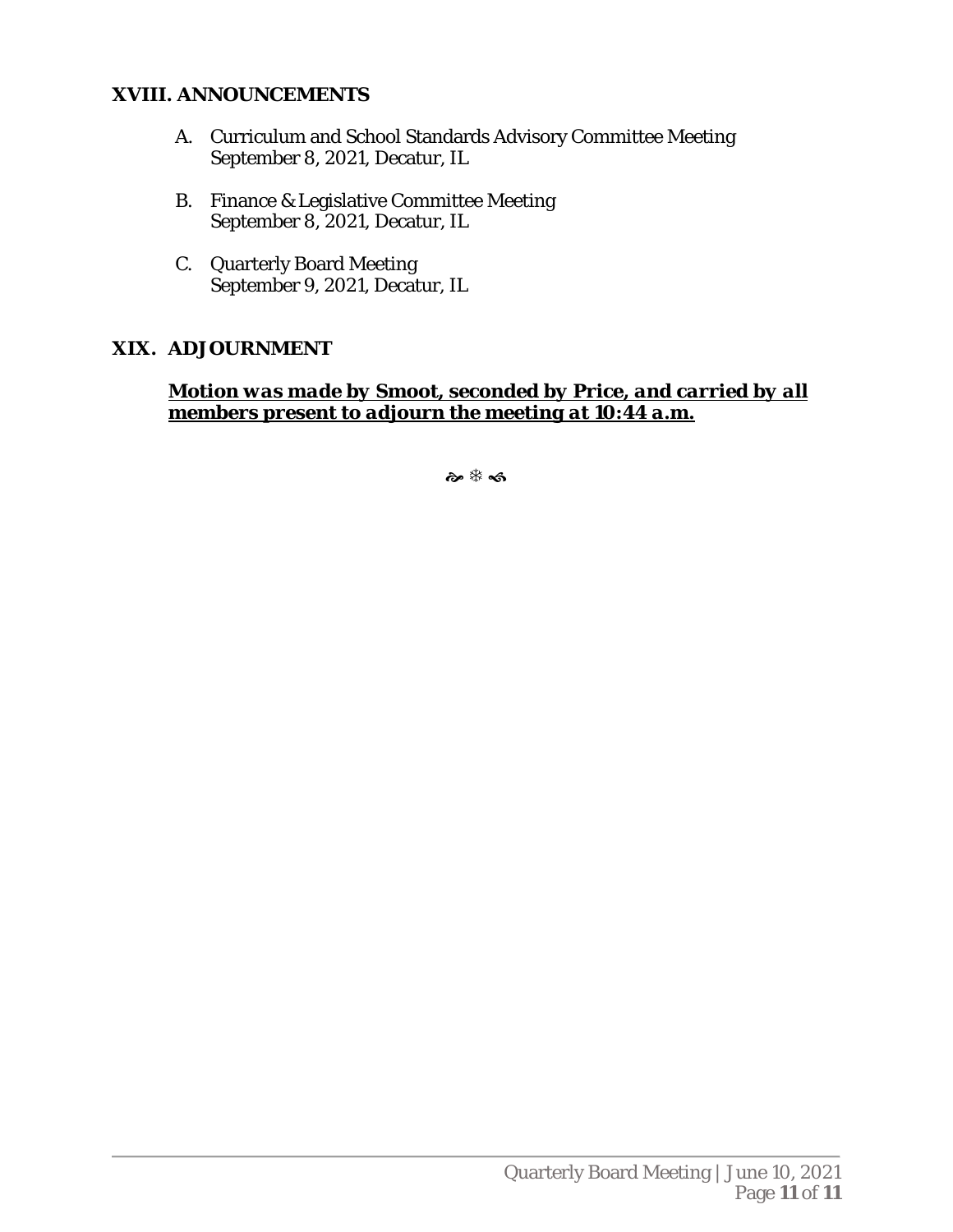## XVIII. ANNOUNCEMENTS

A. Curriculum and School Standards Advisory Committee Meeting
September 8, 2021, Decatur, IL

B. Finance & Legislative Committee Meeting
September 8, 2021, Decatur, IL

C. Quarterly Board Meeting
September 9, 2021, Decatur, IL

## XIX. ADJOURNMENT

***Motion was made by Smoot, seconded by Price, and carried by all members present to adjourn the meeting at 10:44 a.m.***

☙ ❄ ❧